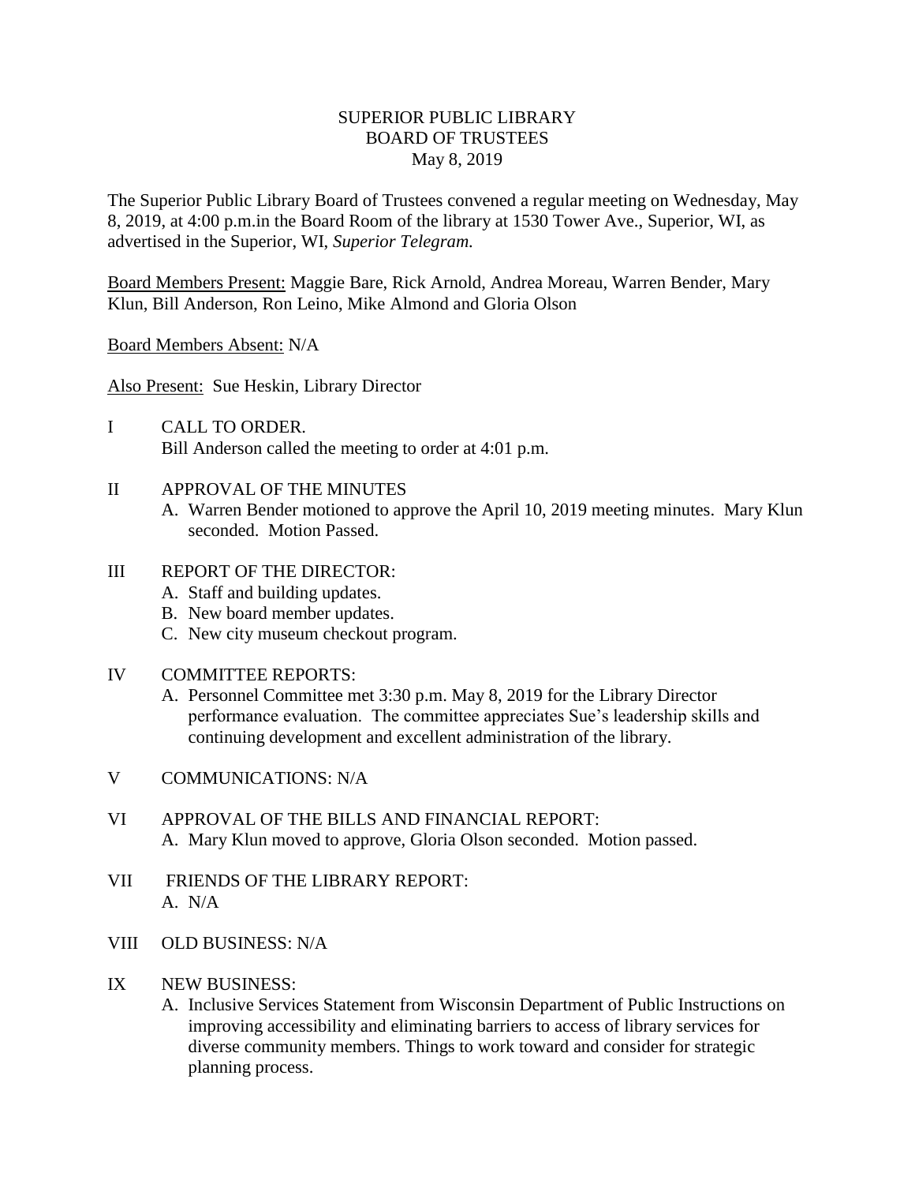# SUPERIOR PUBLIC LIBRARY
## BOARD OF TRUSTEES
### May 8, 2019

The Superior Public Library Board of Trustees convened a regular meeting on Wednesday, May 8, 2019, at 4:00 p.m.in the Board Room of the library at 1530 Tower Ave., Superior, WI, as advertised in the Superior, WI, *Superior Telegram.*

Board Members Present: Maggie Bare, Rick Arnold, Andrea Moreau, Warren Bender, Mary Klun, Bill Anderson, Ron Leino, Mike Almond and Gloria Olson

Board Members Absent: N/A

Also Present: Sue Heskin, Library Director

I CALL TO ORDER.
Bill Anderson called the meeting to order at 4:01 p.m.

II APPROVAL OF THE MINUTES
- A. Warren Bender motioned to approve the April 10, 2019 meeting minutes. Mary Klun seconded. Motion Passed.

III REPORT OF THE DIRECTOR:
- A. Staff and building updates.
- B. New board member updates.
- C. New city museum checkout program.

IV COMMITTEE REPORTS:
- A. Personnel Committee met 3:30 p.m. May 8, 2019 for the Library Director performance evaluation. The committee appreciates Sue's leadership skills and continuing development and excellent administration of the library.

V COMMUNICATIONS: N/A

VI APPROVAL OF THE BILLS AND FINANCIAL REPORT:
- A. Mary Klun moved to approve, Gloria Olson seconded. Motion passed.

VII FRIENDS OF THE LIBRARY REPORT:
- A. N/A

VIII OLD BUSINESS: N/A

IX NEW BUSINESS:
- A. Inclusive Services Statement from Wisconsin Department of Public Instructions on improving accessibility and eliminating barriers to access of library services for diverse community members. Things to work toward and consider for strategic planning process.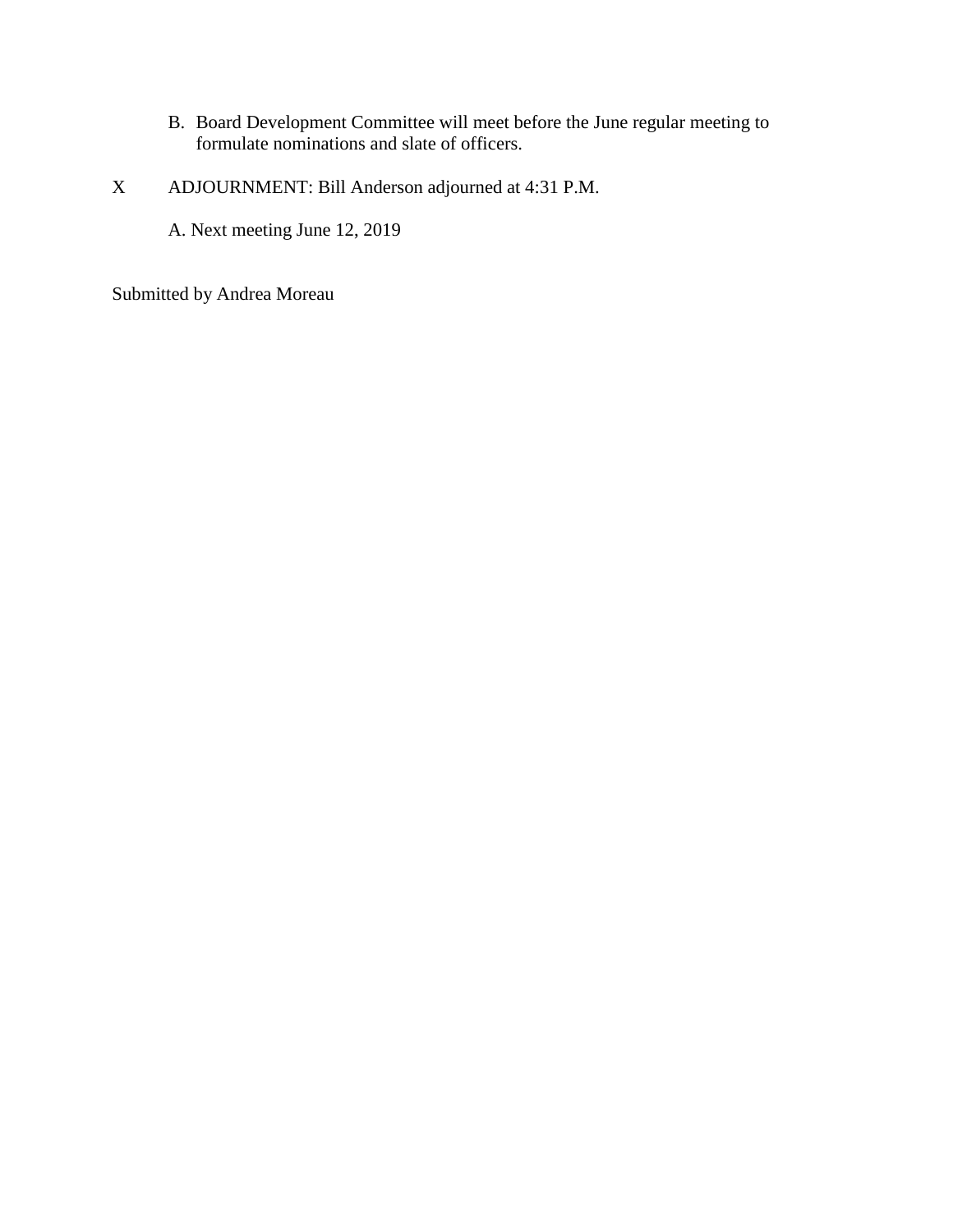B. Board Development Committee will meet before the June regular meeting to formulate nominations and slate of officers.

X ADJOURNMENT: Bill Anderson adjourned at 4:31 P.M.

A. Next meeting June 12, 2019

Submitted by Andrea Moreau